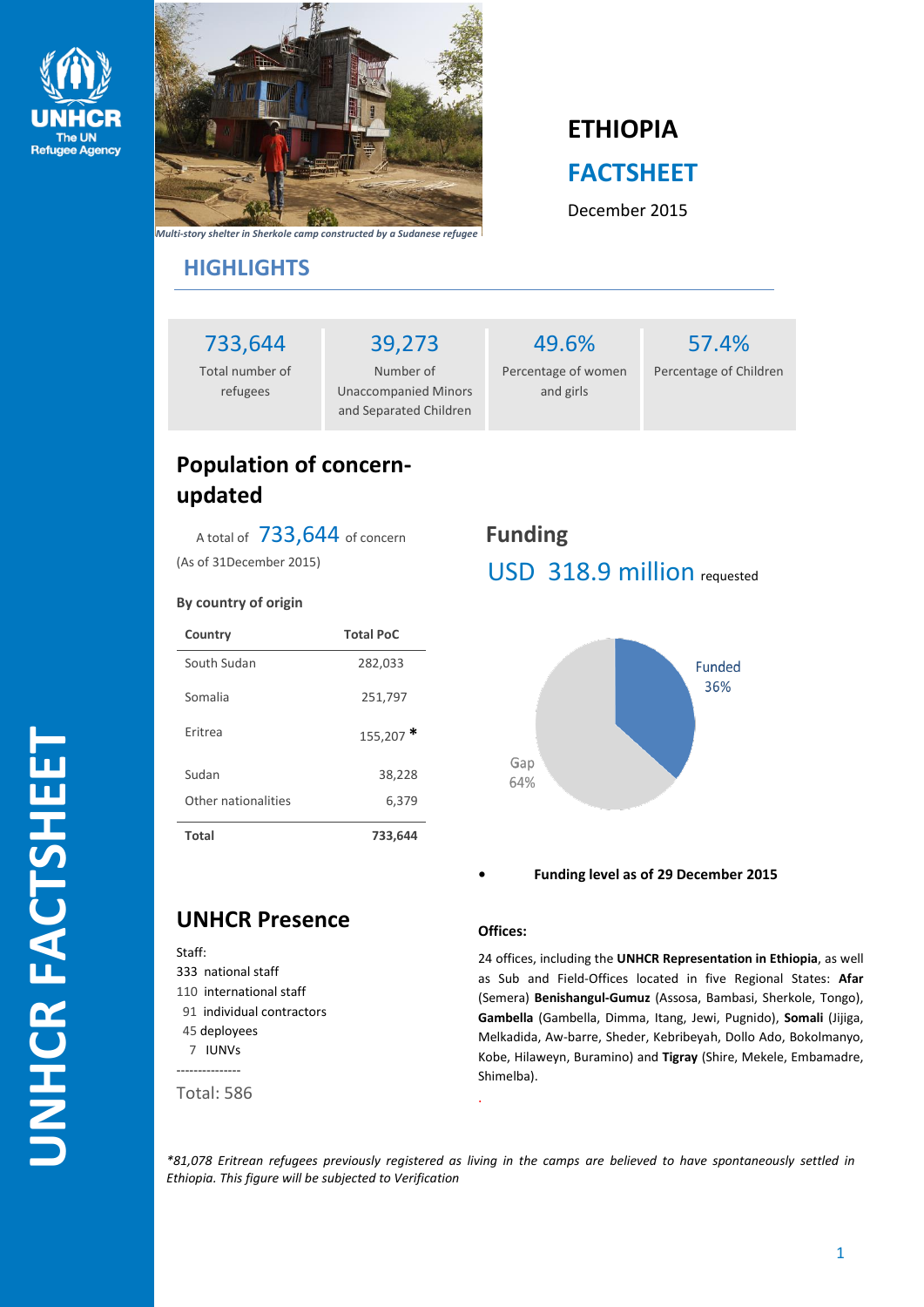# ETHIOPIA

## FACTSHEET

December 2015

*Multi-story shelter in Sherkole camp constructed by a Sudanese refugee*

## HIGHLIGHTS

| 733,644 | 39,273 | 49.6% | 57.4% |
|---|---|---|---|
| Total number of refugees | Number of Unaccompanied Minors and Separated Children | Percentage of women and girls | Percentage of Children |

## Population of concern- updated

A total of 733,644 of concern

(As of 31December 2015)

**By country of origin**

| Country | Total PoC |
|---|---|
| South Sudan | 282,033 |
| Somalia | 251,797 |
| Eritrea | 155,207 * |
| Sudan | 38,228 |
| Other nationalities | 6,379 |
| **Total** | **733,644** |

## Funding

USD 318.9 million requested

Funded 36%

Gap 64%

- **Funding level as of 29 December 2015**

## UNHCR Presence

Staff:
333 national staff
110 international staff
91 individual contractors
45 deployees
7 IUNVs
---------------
Total: 586

### Offices:

24 offices, including the **UNHCR Representation in Ethiopia**, as well as Sub and Field-Offices located in five Regional States: **Afar** (Semera) **Benishangul-Gumuz** (Assosa, Bambasi, Sherkole, Tongo), **Gambella** (Gambella, Dimma, Itang, Jewi, Pugnido), **Somali** (Jijiga, Melkadida, Aw-barre, Sheder, Kebribeyah, Dollo Ado, Bokolmanyo, Kobe, Hilaweyn, Buramino) and **Tigray** (Shire, Mekele, Embamadre, Shimelba).

*\*81,078 Eritrean refugees previously registered as living in the camps are believed to have spontaneously settled in Ethiopia. This figure will be subjected to Verification*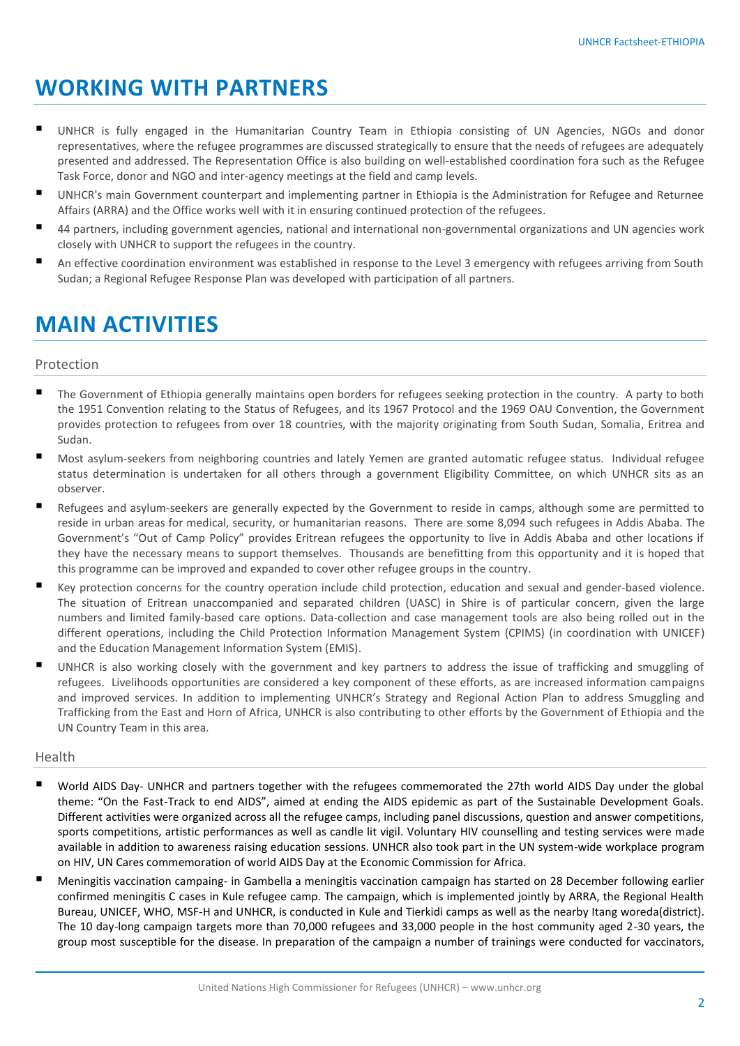# WORKING WITH PARTNERS

- UNHCR is fully engaged in the Humanitarian Country Team in Ethiopia consisting of UN Agencies, NGOs and donor representatives, where the refugee programmes are discussed strategically to ensure that the needs of refugees are adequately presented and addressed. The Representation Office is also building on well-established coordination fora such as the Refugee Task Force, donor and NGO and inter-agency meetings at the field and camp levels.
- UNHCR's main Government counterpart and implementing partner in Ethiopia is the Administration for Refugee and Returnee Affairs (ARRA) and the Office works well with it in ensuring continued protection of the refugees.
- 44 partners, including government agencies, national and international non-governmental organizations and UN agencies work closely with UNHCR to support the refugees in the country.
- An effective coordination environment was established in response to the Level 3 emergency with refugees arriving from South Sudan; a Regional Refugee Response Plan was developed with participation of all partners.

# MAIN ACTIVITIES

## Protection

- The Government of Ethiopia generally maintains open borders for refugees seeking protection in the country. A party to both the 1951 Convention relating to the Status of Refugees, and its 1967 Protocol and the 1969 OAU Convention, the Government provides protection to refugees from over 18 countries, with the majority originating from South Sudan, Somalia, Eritrea and Sudan.
- Most asylum-seekers from neighboring countries and lately Yemen are granted automatic refugee status. Individual refugee status determination is undertaken for all others through a government Eligibility Committee, on which UNHCR sits as an observer.
- Refugees and asylum-seekers are generally expected by the Government to reside in camps, although some are permitted to reside in urban areas for medical, security, or humanitarian reasons. There are some 8,094 such refugees in Addis Ababa. The Government's "Out of Camp Policy" provides Eritrean refugees the opportunity to live in Addis Ababa and other locations if they have the necessary means to support themselves. Thousands are benefitting from this opportunity and it is hoped that this programme can be improved and expanded to cover other refugee groups in the country.
- Key protection concerns for the country operation include child protection, education and sexual and gender-based violence. The situation of Eritrean unaccompanied and separated children (UASC) in Shire is of particular concern, given the large numbers and limited family-based care options. Data-collection and case management tools are also being rolled out in the different operations, including the Child Protection Information Management System (CPIMS) (in coordination with UNICEF) and the Education Management Information System (EMIS).
- UNHCR is also working closely with the government and key partners to address the issue of trafficking and smuggling of refugees. Livelihoods opportunities are considered a key component of these efforts, as are increased information campaigns and improved services. In addition to implementing UNHCR's Strategy and Regional Action Plan to address Smuggling and Trafficking from the East and Horn of Africa, UNHCR is also contributing to other efforts by the Government of Ethiopia and the UN Country Team in this area.

## Health

- World AIDS Day- UNHCR and partners together with the refugees commemorated the 27th world AIDS Day under the global theme: "On the Fast-Track to end AIDS", aimed at ending the AIDS epidemic as part of the Sustainable Development Goals. Different activities were organized across all the refugee camps, including panel discussions, question and answer competitions, sports competitions, artistic performances as well as candle lit vigil. Voluntary HIV counselling and testing services were made available in addition to awareness raising education sessions. UNHCR also took part in the UN system-wide workplace program on HIV, UN Cares commemoration of world AIDS Day at the Economic Commission for Africa.
- Meningitis vaccination campaing- in Gambella a meningitis vaccination campaign has started on 28 December following earlier confirmed meningitis C cases in Kule refugee camp. The campaign, which is implemented jointly by ARRA, the Regional Health Bureau, UNICEF, WHO, MSF-H and UNHCR, is conducted in Kule and Tierkidi camps as well as the nearby Itang woreda(district). The 10 day-long campaign targets more than 70,000 refugees and 33,000 people in the host community aged 2-30 years, the group most susceptible for the disease. In preparation of the campaign a number of trainings were conducted for vaccinators,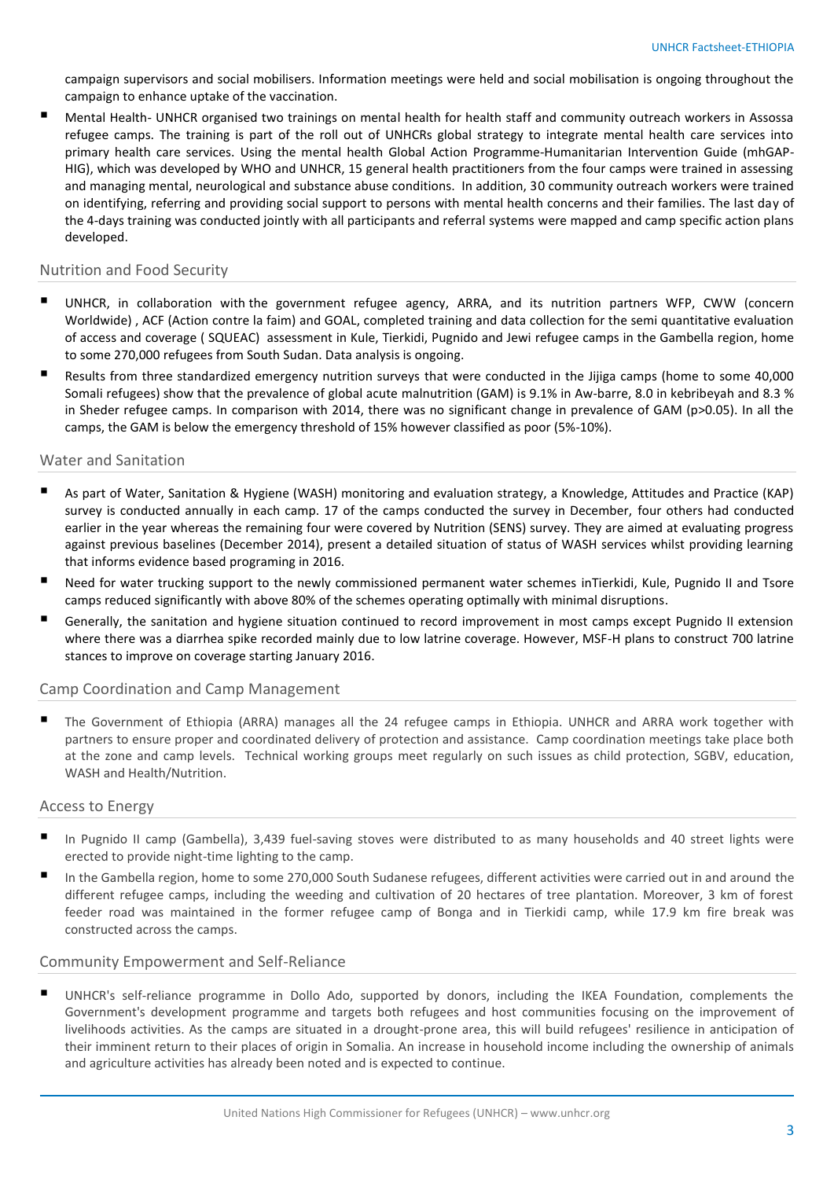campaign supervisors and social mobilisers. Information meetings were held and social mobilisation is ongoing throughout the campaign to enhance uptake of the vaccination.

- Mental Health- UNHCR organised two trainings on mental health for health staff and community outreach workers in Assossa refugee camps. The training is part of the roll out of UNHCRs global strategy to integrate mental health care services into primary health care services. Using the mental health Global Action Programme-Humanitarian Intervention Guide (mhGAP-HIG), which was developed by WHO and UNHCR, 15 general health practitioners from the four camps were trained in assessing and managing mental, neurological and substance abuse conditions. In addition, 30 community outreach workers were trained on identifying, referring and providing social support to persons with mental health concerns and their families. The last day of the 4-days training was conducted jointly with all participants and referral systems were mapped and camp specific action plans developed.

## Nutrition and Food Security

- UNHCR, in collaboration with the government refugee agency, ARRA, and its nutrition partners WFP, CWW (concern Worldwide) , ACF (Action contre la faim) and GOAL, completed training and data collection for the semi quantitative evaluation of access and coverage ( SQUEAC) assessment in Kule, Tierkidi, Pugnido and Jewi refugee camps in the Gambella region, home to some 270,000 refugees from South Sudan. Data analysis is ongoing.
- Results from three standardized emergency nutrition surveys that were conducted in the Jijiga camps (home to some 40,000 Somali refugees) show that the prevalence of global acute malnutrition (GAM) is 9.1% in Aw-barre, 8.0 in kebribeyah and 8.3 % in Sheder refugee camps. In comparison with 2014, there was no significant change in prevalence of GAM ($p>0.05$). In all the camps, the GAM is below the emergency threshold of 15% however classified as poor (5%-10%).

## Water and Sanitation

- As part of Water, Sanitation & Hygiene (WASH) monitoring and evaluation strategy, a Knowledge, Attitudes and Practice (KAP) survey is conducted annually in each camp. 17 of the camps conducted the survey in December, four others had conducted earlier in the year whereas the remaining four were covered by Nutrition (SENS) survey. They are aimed at evaluating progress against previous baselines (December 2014), present a detailed situation of status of WASH services whilst providing learning that informs evidence based programing in 2016.
- Need for water trucking support to the newly commissioned permanent water schemes inTierkidi, Kule, Pugnido II and Tsore camps reduced significantly with above 80% of the schemes operating optimally with minimal disruptions.
- Generally, the sanitation and hygiene situation continued to record improvement in most camps except Pugnido II extension where there was a diarrhea spike recorded mainly due to low latrine coverage. However, MSF-H plans to construct 700 latrine stances to improve on coverage starting January 2016.

## Camp Coordination and Camp Management

- The Government of Ethiopia (ARRA) manages all the 24 refugee camps in Ethiopia. UNHCR and ARRA work together with partners to ensure proper and coordinated delivery of protection and assistance. Camp coordination meetings take place both at the zone and camp levels. Technical working groups meet regularly on such issues as child protection, SGBV, education, WASH and Health/Nutrition.

## Access to Energy

- In Pugnido II camp (Gambella), 3,439 fuel-saving stoves were distributed to as many households and 40 street lights were erected to provide night-time lighting to the camp.
- In the Gambella region, home to some 270,000 South Sudanese refugees, different activities were carried out in and around the different refugee camps, including the weeding and cultivation of 20 hectares of tree plantation. Moreover, 3 km of forest feeder road was maintained in the former refugee camp of Bonga and in Tierkidi camp, while 17.9 km fire break was constructed across the camps.

## Community Empowerment and Self-Reliance

- UNHCR's self-reliance programme in Dollo Ado, supported by donors, including the IKEA Foundation, complements the Government's development programme and targets both refugees and host communities focusing on the improvement of livelihoods activities. As the camps are situated in a drought-prone area, this will build refugees' resilience in anticipation of their imminent return to their places of origin in Somalia. An increase in household income including the ownership of animals and agriculture activities has already been noted and is expected to continue.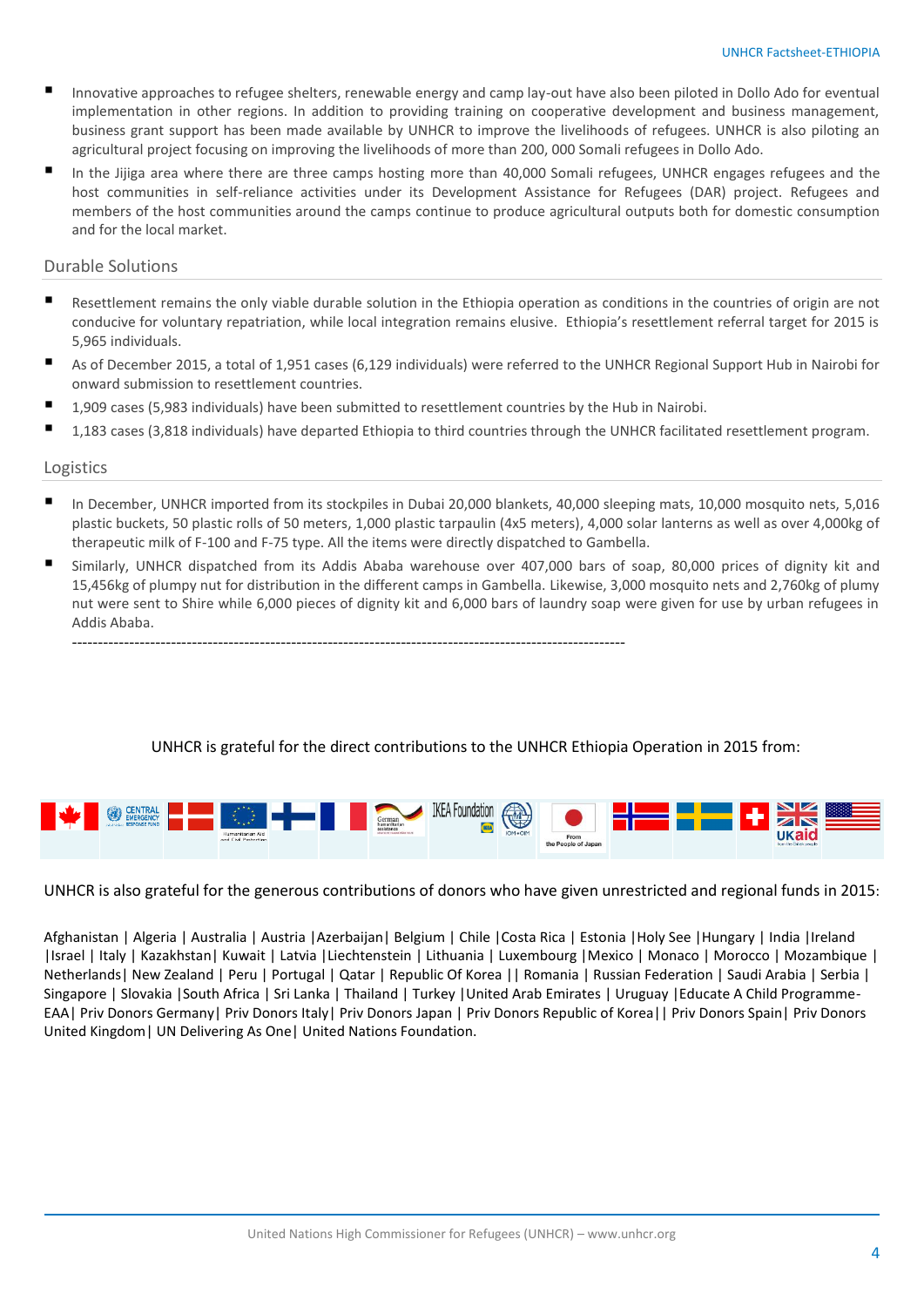- Innovative approaches to refugee shelters, renewable energy and camp lay-out have also been piloted in Dollo Ado for eventual implementation in other regions. In addition to providing training on cooperative development and business management, business grant support has been made available by UNHCR to improve the livelihoods of refugees. UNHCR is also piloting an agricultural project focusing on improving the livelihoods of more than 200, 000 Somali refugees in Dollo Ado.
- In the Jijiga area where there are three camps hosting more than 40,000 Somali refugees, UNHCR engages refugees and the host communities in self-reliance activities under its Development Assistance for Refugees (DAR) project. Refugees and members of the host communities around the camps continue to produce agricultural outputs both for domestic consumption and for the local market.

## Durable Solutions

- Resettlement remains the only viable durable solution in the Ethiopia operation as conditions in the countries of origin are not conducive for voluntary repatriation, while local integration remains elusive. Ethiopia's resettlement referral target for 2015 is 5,965 individuals.
- As of December 2015, a total of 1,951 cases (6,129 individuals) were referred to the UNHCR Regional Support Hub in Nairobi for onward submission to resettlement countries.
- 1,909 cases (5,983 individuals) have been submitted to resettlement countries by the Hub in Nairobi.
- 1,183 cases (3,818 individuals) have departed Ethiopia to third countries through the UNHCR facilitated resettlement program.

## Logistics

- In December, UNHCR imported from its stockpiles in Dubai 20,000 blankets, 40,000 sleeping mats, 10,000 mosquito nets, 5,016 plastic buckets, 50 plastic rolls of 50 meters, 1,000 plastic tarpaulin (4x5 meters), 4,000 solar lanterns as well as over 4,000kg of therapeutic milk of F-100 and F-75 type. All the items were directly dispatched to Gambella.
- Similarly, UNHCR dispatched from its Addis Ababa warehouse over 407,000 bars of soap, 80,000 prices of dignity kit and 15,456kg of plumpy nut for distribution in the different camps in Gambella. Likewise, 3,000 mosquito nets and 2,760kg of plumy nut were sent to Shire while 6,000 pieces of dignity kit and 6,000 bars of laundry soap were given for use by urban refugees in Addis Ababa.

---

UNHCR is grateful for the direct contributions to the UNHCR Ethiopia Operation in 2015 from:

UNHCR is also grateful for the generous contributions of donors who have given unrestricted and regional funds in 2015:

Afghanistan | Algeria | Australia | Austria |Azerbaijan| Belgium | Chile |Costa Rica | Estonia |Holy See |Hungary | India |Ireland |Israel | Italy | Kazakhstan| Kuwait | Latvia |Liechtenstein | Lithuania | Luxembourg |Mexico | Monaco | Morocco | Mozambique | Netherlands| New Zealand | Peru | Portugal | Qatar | Republic Of Korea || Romania | Russian Federation | Saudi Arabia | Serbia | Singapore | Slovakia |South Africa | Sri Lanka | Thailand | Turkey |United Arab Emirates | Uruguay |Educate A Child Programme-EAA| Priv Donors Germany| Priv Donors Italy| Priv Donors Japan | Priv Donors Republic of Korea|| Priv Donors Spain| Priv Donors United Kingdom| UN Delivering As One| United Nations Foundation.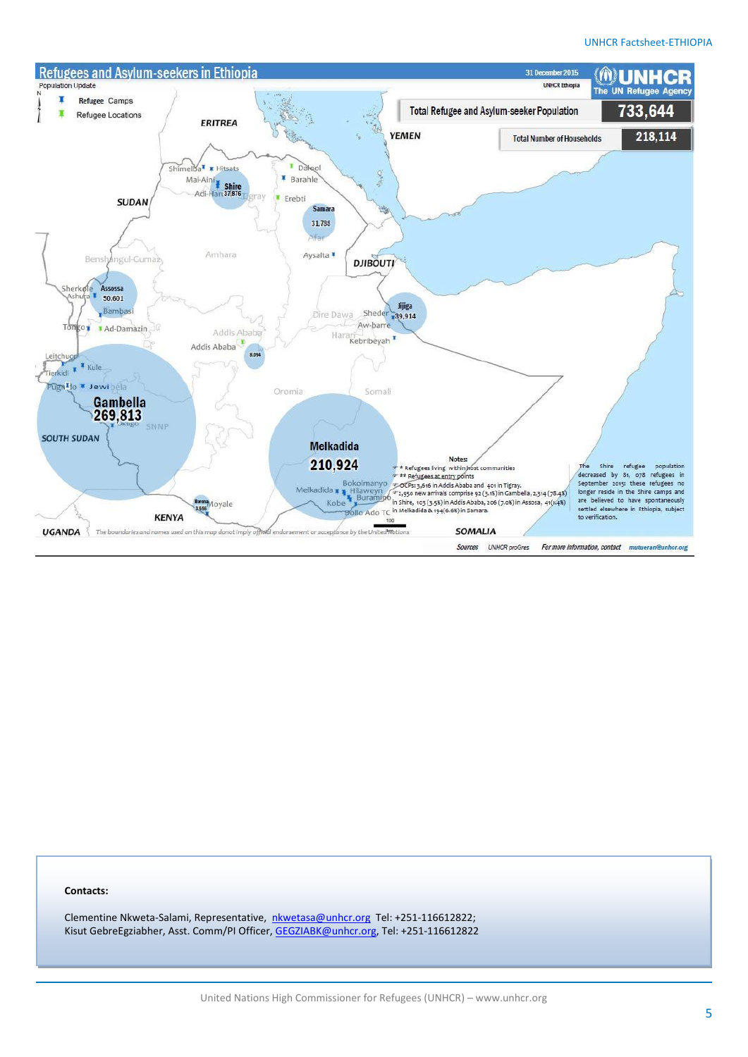## Refugees and Asylum-seekers in Ethiopia

Population Update

31 December 2015

UNHCR Ethiopia

UNHCR The UN Refugee Agency

Refugee Camps

Refugee Locations

Total Refugee and Asylum-seeker Population 733,644

Total Number of Households 218,114

ERITREA

YEMEN

SUDAN

DJIBOUTI

Shimelba, Hitsats, Mai-Aini, Adi-Harush

Shire 37,876

Tigray

Dalool, Barahle, Erebti

Samara 31,768

Afar

Amhara

Aysaita

Benshangul-Gumaz

Sherkole, Ashura

Assosa 50,601

Bambasi

Tongo, Ad-Damazin

Dire Dawa, Sheder

Jijiga 39,914

Aw-barre, Harari, Kebribeyah

Addis Ababa

Addis Ababa 8,094

Leitchuor, Tierkidi, Kule

Pugnido, Jewi

Gambella 269,813

Okugo

SNNP

Oromia

Somali

SOUTH SUDAN

Melkadida 210,924

Bokolmanyo, Melkadida, Hilaweyn, Buramino, Kobe, Dollo Ado TC

Borena 3,556

Moyale

KENYA

UGANDA

SOMALIA

Notes:

\* Refugees living within host communities

\*\* Refugees at entry points

OCPs: 3,616 in Addis Ababa and 401 in Tigray.

2,950 new arrivals comprise 92 (3.1%) in Gambella, 2,314 (78.4%) in Shire, 103 (3.5%) in Addis Ababa, 206 (7.0%) in Assosa, 41 (1.4%) in Melkadida & 194 (6.6%) in Samara.

The Shire refugee population decreased by 81,078 refugees in September 2015: these refugees no longer reside in the Shire camps and are believed to have spontaneously settled elsewhere in Ethiopia, subject to verification.

The boundaries and names used on this map do not imply official endorsement or acceptance by the United Nations

Sources: UNHCR proGres

For more information, contact: mutueran@unhcr.org

**Contacts:**

Clementine Nkweta-Salami, Representative, nkwetasa@unhcr.org Tel: +251-116612822;
Kisut GebreEgziabher, Asst. Comm/PI Officer, GEGZIABK@unhcr.org, Tel: +251-116612822